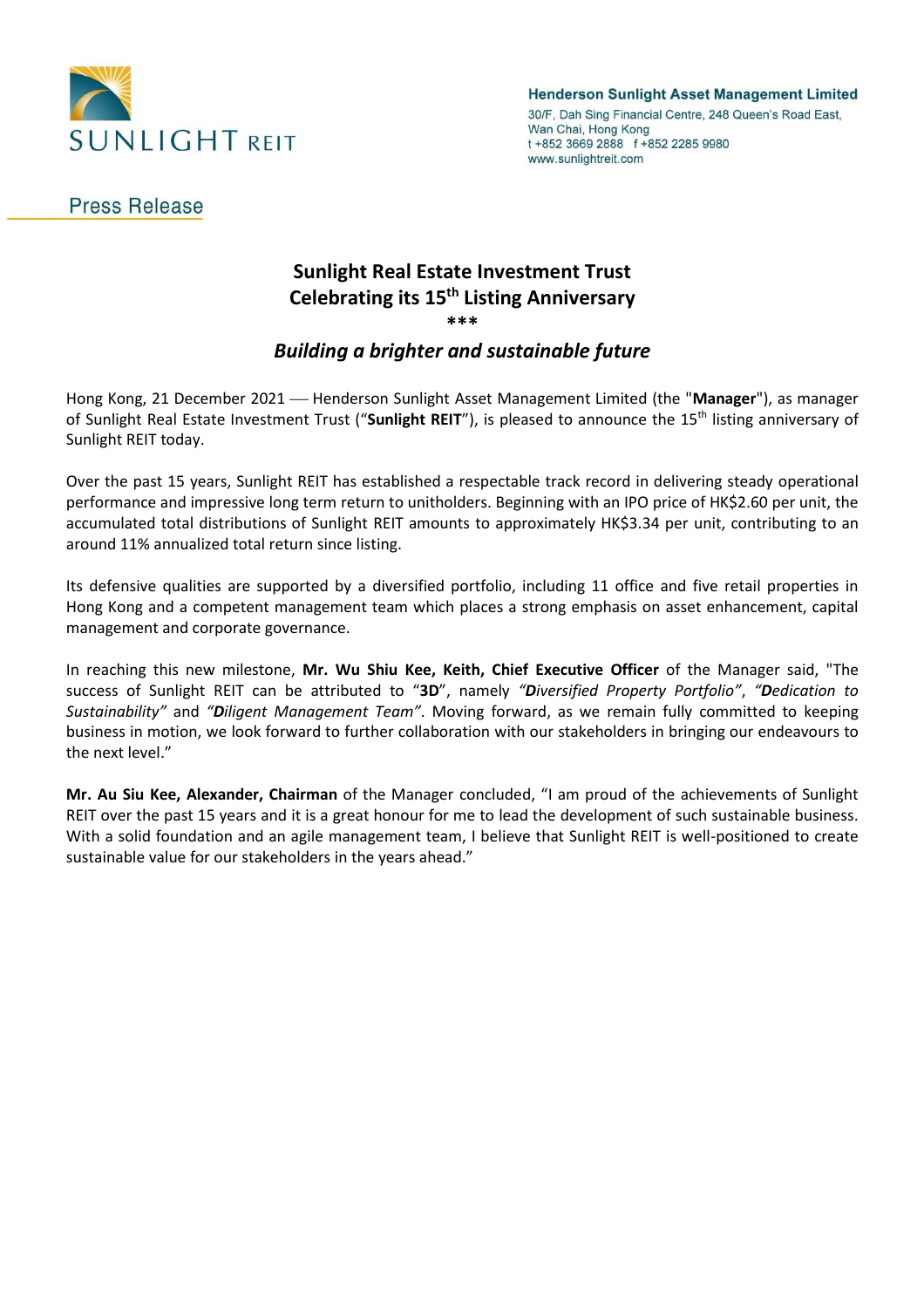SUNLIGHT REIT

**Henderson Sunlight Asset Management Limited**
30/F, Dah Sing Financial Centre, 248 Queen's Road East,
Wan Chai, Hong Kong
t +852 3669 2888 f +852 2285 9980
www.sunlightreit.com

Press Release

# Sunlight Real Estate Investment Trust Celebrating its 15th Listing Anniversary

***

## *Building a brighter and sustainable future*

Hong Kong, 21 December 2021 — Henderson Sunlight Asset Management Limited (the "**Manager**"), as manager of Sunlight Real Estate Investment Trust ("**Sunlight REIT**"), is pleased to announce the 15th listing anniversary of Sunlight REIT today.

Over the past 15 years, Sunlight REIT has established a respectable track record in delivering steady operational performance and impressive long term return to unitholders. Beginning with an IPO price of HK$2.60 per unit, the accumulated total distributions of Sunlight REIT amounts to approximately HK$3.34 per unit, contributing to an around 11% annualized total return since listing.

Its defensive qualities are supported by a diversified portfolio, including 11 office and five retail properties in Hong Kong and a competent management team which places a strong emphasis on asset enhancement, capital management and corporate governance.

In reaching this new milestone, **Mr. Wu Shiu Kee, Keith, Chief Executive Officer** of the Manager said, "The success of Sunlight REIT can be attributed to "**3D**", namely *"**D**iversified Property Portfolio"*, *"**D**edication to Sustainability"* and *"**D**iligent Management Team"*. Moving forward, as we remain fully committed to keeping business in motion, we look forward to further collaboration with our stakeholders in bringing our endeavours to the next level."

**Mr. Au Siu Kee, Alexander, Chairman** of the Manager concluded, "I am proud of the achievements of Sunlight REIT over the past 15 years and it is a great honour for me to lead the development of such sustainable business. With a solid foundation and an agile management team, I believe that Sunlight REIT is well-positioned to create sustainable value for our stakeholders in the years ahead."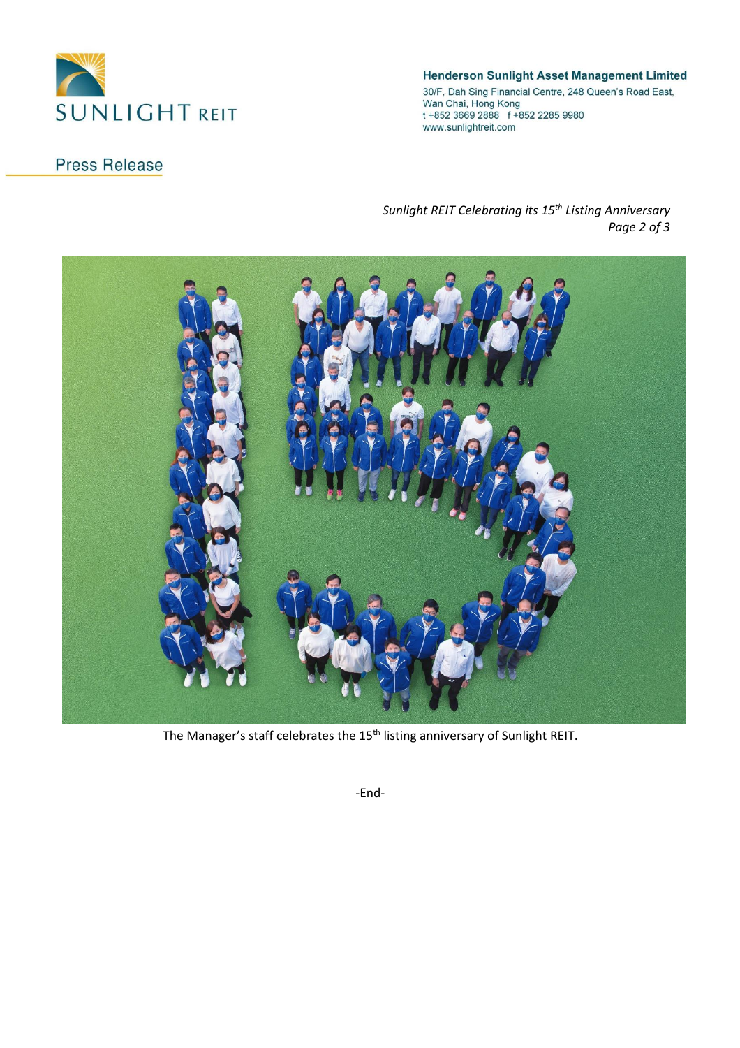The Manager's staff celebrates the 15th listing anniversary of Sunlight REIT.

-End-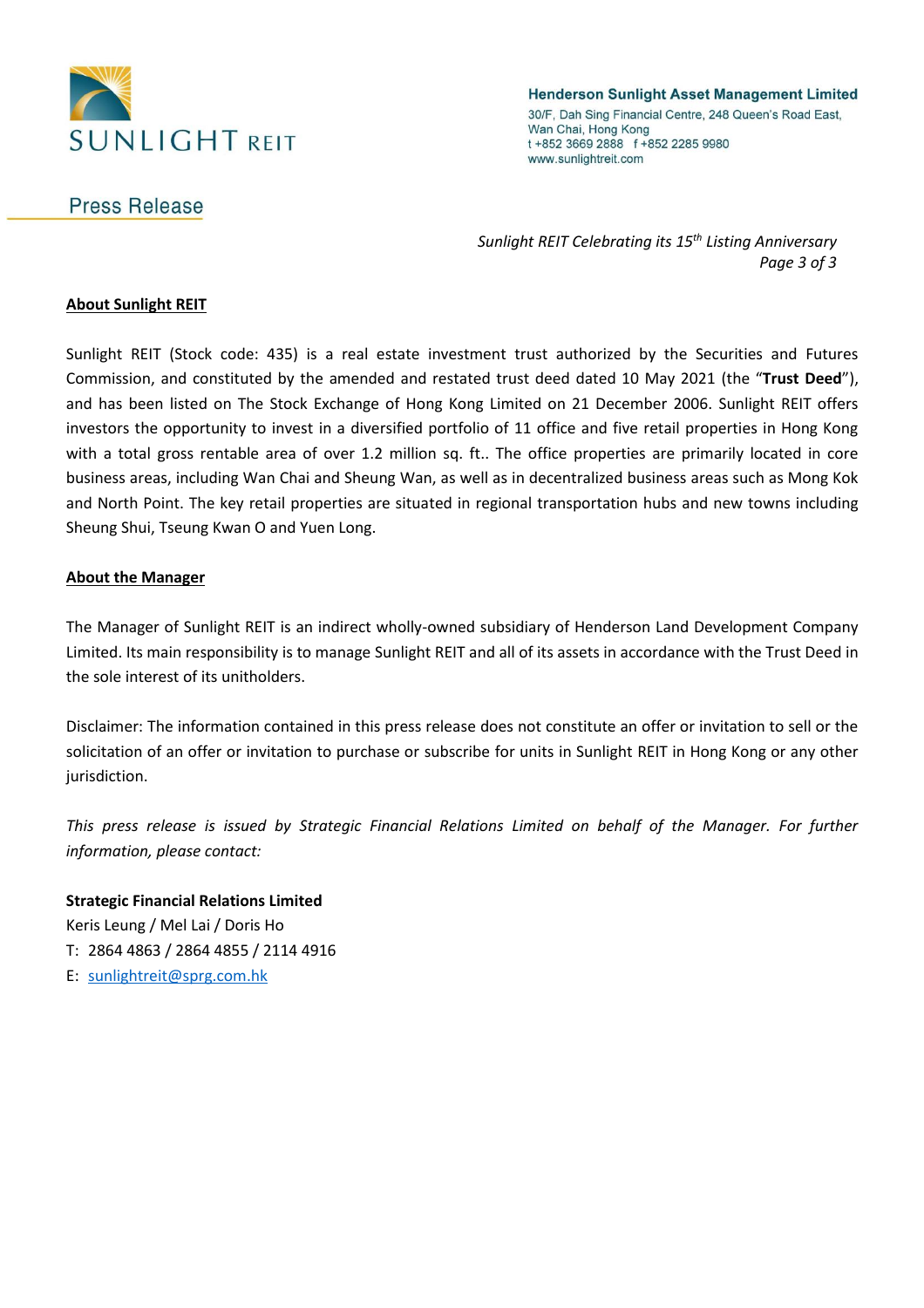**Henderson Sunlight Asset Management Limited**
30/F, Dah Sing Financial Centre, 248 Queen's Road East,
Wan Chai, Hong Kong
t +852 3669 2888 f +852 2285 9980
www.sunlightreit.com

Press Release

## About Sunlight REIT

Sunlight REIT (Stock code: 435) is a real estate investment trust authorized by the Securities and Futures Commission, and constituted by the amended and restated trust deed dated 10 May 2021 (the "**Trust Deed**"), and has been listed on The Stock Exchange of Hong Kong Limited on 21 December 2006. Sunlight REIT offers investors the opportunity to invest in a diversified portfolio of 11 office and five retail properties in Hong Kong with a total gross rentable area of over 1.2 million sq. ft.. The office properties are primarily located in core business areas, including Wan Chai and Sheung Wan, as well as in decentralized business areas such as Mong Kok and North Point. The key retail properties are situated in regional transportation hubs and new towns including Sheung Shui, Tseung Kwan O and Yuen Long.

## About the Manager

The Manager of Sunlight REIT is an indirect wholly-owned subsidiary of Henderson Land Development Company Limited. Its main responsibility is to manage Sunlight REIT and all of its assets in accordance with the Trust Deed in the sole interest of its unitholders.

Disclaimer: The information contained in this press release does not constitute an offer or invitation to sell or the solicitation of an offer or invitation to purchase or subscribe for units in Sunlight REIT in Hong Kong or any other jurisdiction.

*This press release is issued by Strategic Financial Relations Limited on behalf of the Manager. For further information, please contact:*

**Strategic Financial Relations Limited**
Keris Leung / Mel Lai / Doris Ho
T: 2864 4863 / 2864 4855 / 2114 4916
E: sunlightreit@sprg.com.hk